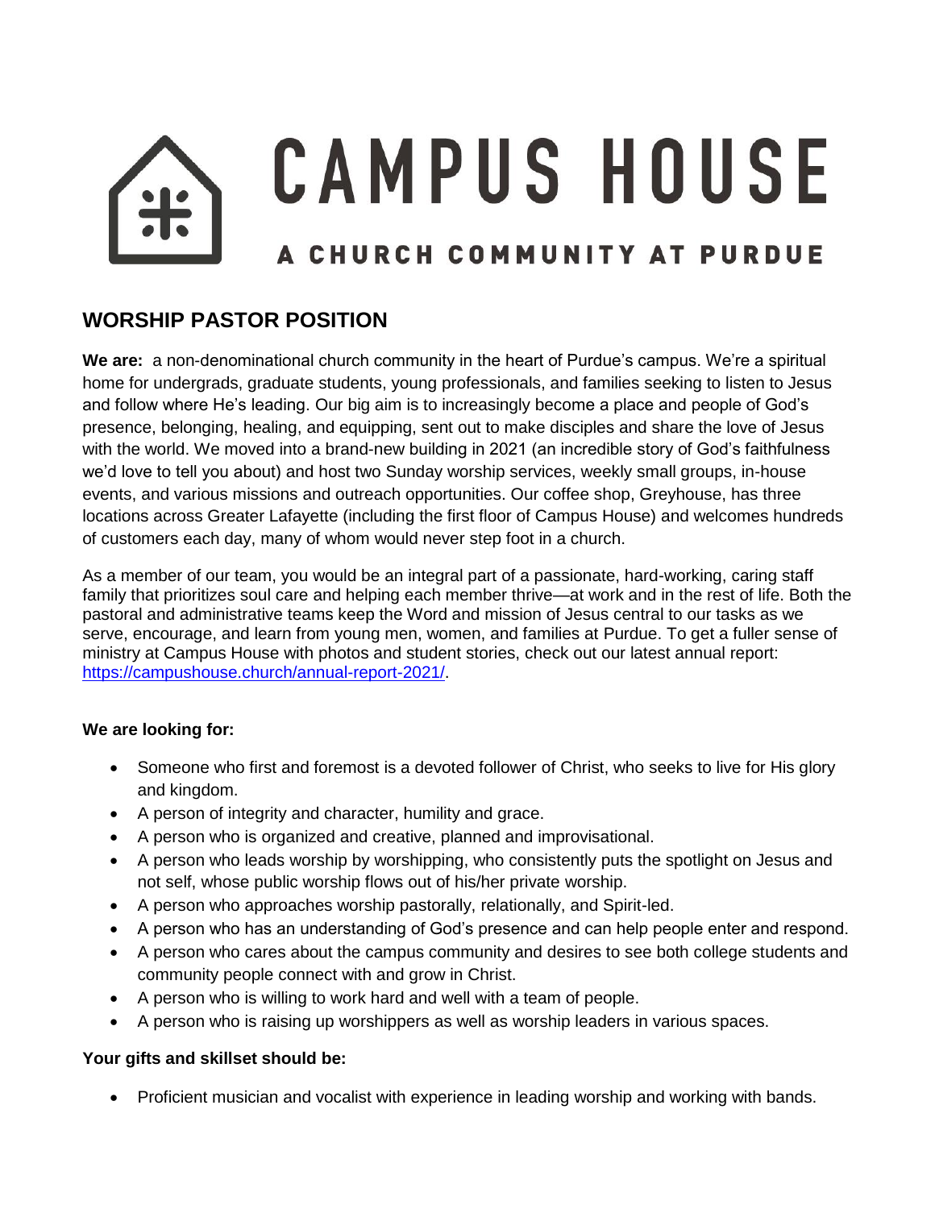# CAMPUS HOUSE

A CHURCH COMMUNITY AT PURDUE

## WORSHIP PASTOR POSITION

**We are:** a non-denominational church community in the heart of Purdue's campus. We're a spiritual home for undergrads, graduate students, young professionals, and families seeking to listen to Jesus and follow where He's leading. Our big aim is to increasingly become a place and people of God's presence, belonging, healing, and equipping, sent out to make disciples and share the love of Jesus with the world. We moved into a brand-new building in 2021 (an incredible story of God's faithfulness we'd love to tell you about) and host two Sunday worship services, weekly small groups, in-house events, and various missions and outreach opportunities. Our coffee shop, Greyhouse, has three locations across Greater Lafayette (including the first floor of Campus House) and welcomes hundreds of customers each day, many of whom would never step foot in a church.

As a member of our team, you would be an integral part of a passionate, hard-working, caring staff family that prioritizes soul care and helping each member thrive—at work and in the rest of life. Both the pastoral and administrative teams keep the Word and mission of Jesus central to our tasks as we serve, encourage, and learn from young men, women, and families at Purdue. To get a fuller sense of ministry at Campus House with photos and student stories, check out our latest annual report: [https://campushouse.church/annual-report-2021/](https://campushouse.church/annual-report-2021/).

**We are looking for:**

- Someone who first and foremost is a devoted follower of Christ, who seeks to live for His glory and kingdom.
- A person of integrity and character, humility and grace.
- A person who is organized and creative, planned and improvisational.
- A person who leads worship by worshipping, who consistently puts the spotlight on Jesus and not self, whose public worship flows out of his/her private worship.
- A person who approaches worship pastorally, relationally, and Spirit-led.
- A person who has an understanding of God's presence and can help people enter and respond.
- A person who cares about the campus community and desires to see both college students and community people connect with and grow in Christ.
- A person who is willing to work hard and well with a team of people.
- A person who is raising up worshippers as well as worship leaders in various spaces.

**Your gifts and skillset should be:**

- Proficient musician and vocalist with experience in leading worship and working with bands.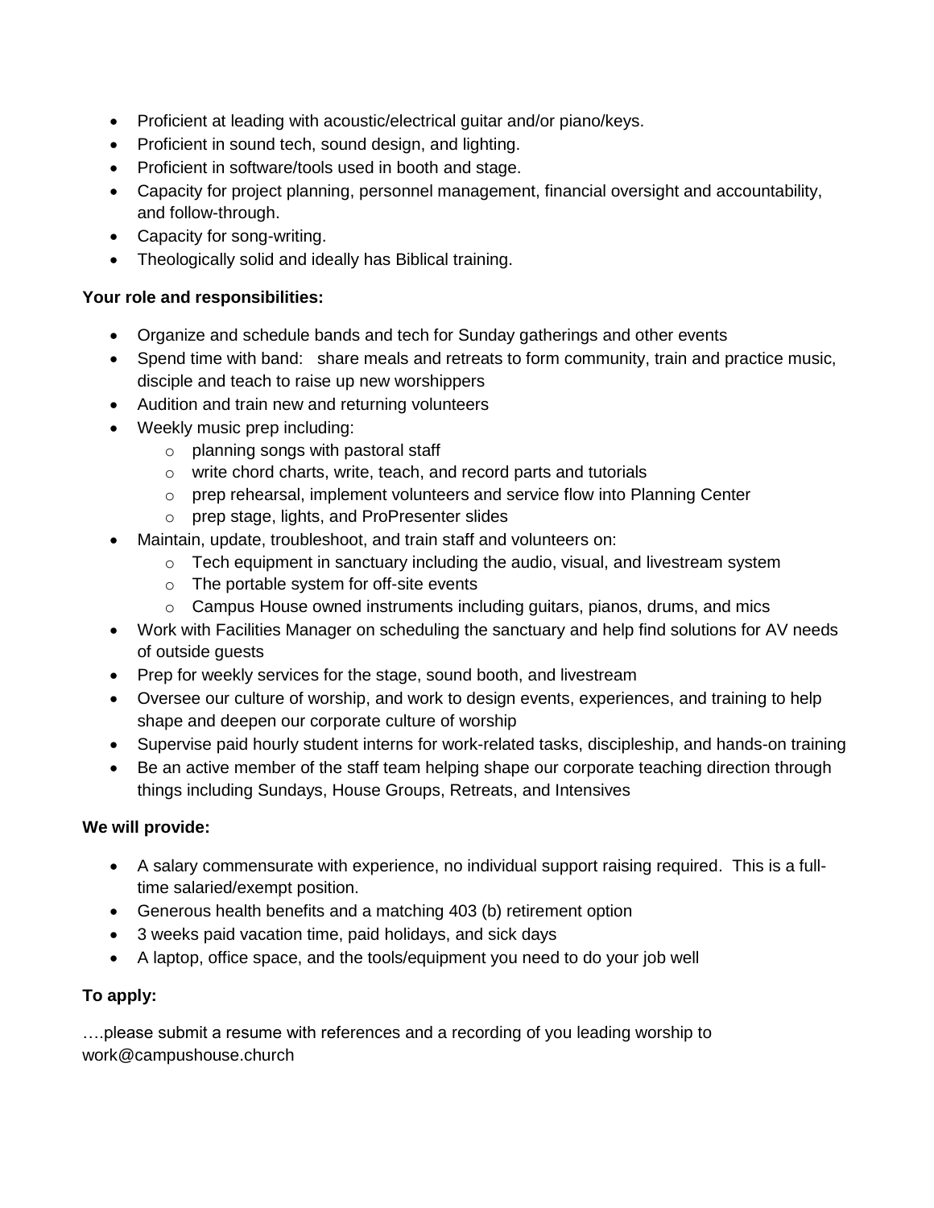- Proficient at leading with acoustic/electrical guitar and/or piano/keys.
- Proficient in sound tech, sound design, and lighting.
- Proficient in software/tools used in booth and stage.
- Capacity for project planning, personnel management, financial oversight and accountability, and follow-through.
- Capacity for song-writing.
- Theologically solid and ideally has Biblical training.

**Your role and responsibilities:**

- Organize and schedule bands and tech for Sunday gatherings and other events
- Spend time with band: share meals and retreats to form community, train and practice music, disciple and teach to raise up new worshippers
- Audition and train new and returning volunteers
- Weekly music prep including:
    - planning songs with pastoral staff
    - write chord charts, write, teach, and record parts and tutorials
    - prep rehearsal, implement volunteers and service flow into Planning Center
    - prep stage, lights, and ProPresenter slides
- Maintain, update, troubleshoot, and train staff and volunteers on:
    - Tech equipment in sanctuary including the audio, visual, and livestream system
    - The portable system for off-site events
    - Campus House owned instruments including guitars, pianos, drums, and mics
- Work with Facilities Manager on scheduling the sanctuary and help find solutions for AV needs of outside guests
- Prep for weekly services for the stage, sound booth, and livestream
- Oversee our culture of worship, and work to design events, experiences, and training to help shape and deepen our corporate culture of worship
- Supervise paid hourly student interns for work-related tasks, discipleship, and hands-on training
- Be an active member of the staff team helping shape our corporate teaching direction through things including Sundays, House Groups, Retreats, and Intensives

**We will provide:**

- A salary commensurate with experience, no individual support raising required. This is a full-time salaried/exempt position.
- Generous health benefits and a matching 403 (b) retirement option
- 3 weeks paid vacation time, paid holidays, and sick days
- A laptop, office space, and the tools/equipment you need to do your job well

**To apply:**

….please submit a resume with references and a recording of you leading worship to work@campushouse.church